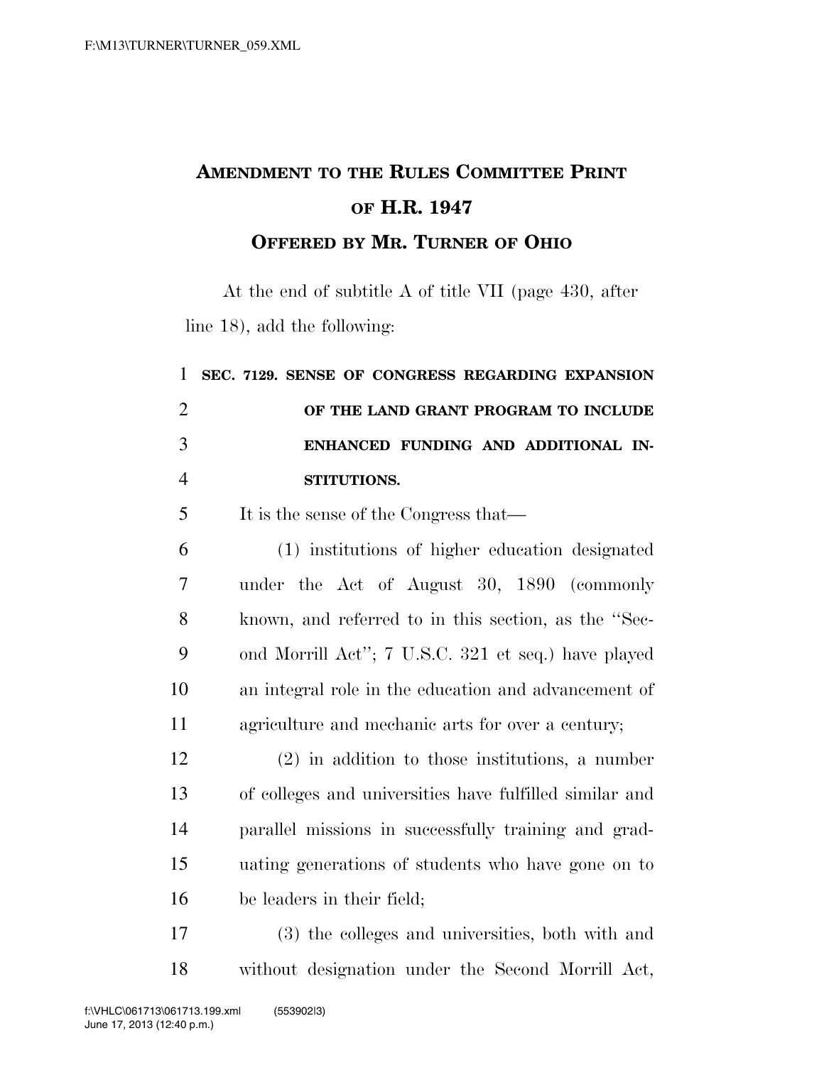# AMENDMENT TO THE RULES COMMITTEE PRINT OF H.R. 1947

## OFFERED BY MR. TURNER OF OHIO

At the end of subtitle A of title VII (page 430, after line 18), add the following:

**SEC. 7129. SENSE OF CONGRESS REGARDING EXPANSION OF THE LAND GRANT PROGRAM TO INCLUDE ENHANCED FUNDING AND ADDITIONAL INSTITUTIONS.**

It is the sense of the Congress that—

(1) institutions of higher education designated under the Act of August 30, 1890 (commonly known, and referred to in this section, as the "Second Morrill Act"; 7 U.S.C. 321 et seq.) have played an integral role in the education and advancement of agriculture and mechanic arts for over a century;

(2) in addition to those institutions, a number of colleges and universities have fulfilled similar and parallel missions in successfully training and graduating generations of students who have gone on to be leaders in their field;

(3) the colleges and universities, both with and without designation under the Second Morrill Act,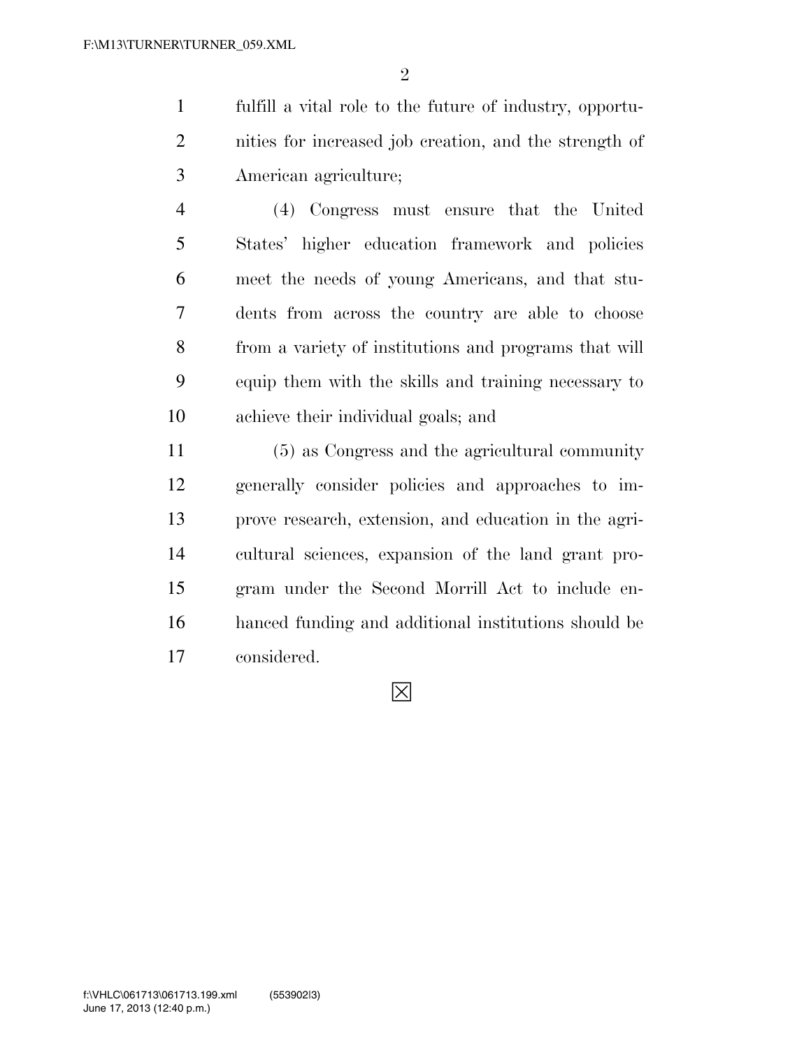fulfill a vital role to the future of industry, opportunities for increased job creation, and the strength of American agriculture;

(4) Congress must ensure that the United States' higher education framework and policies meet the needs of young Americans, and that students from across the country are able to choose from a variety of institutions and programs that will equip them with the skills and training necessary to achieve their individual goals; and

(5) as Congress and the agricultural community generally consider policies and approaches to improve research, extension, and education in the agricultural sciences, expansion of the land grant program under the Second Morrill Act to include enhanced funding and additional institutions should be considered.